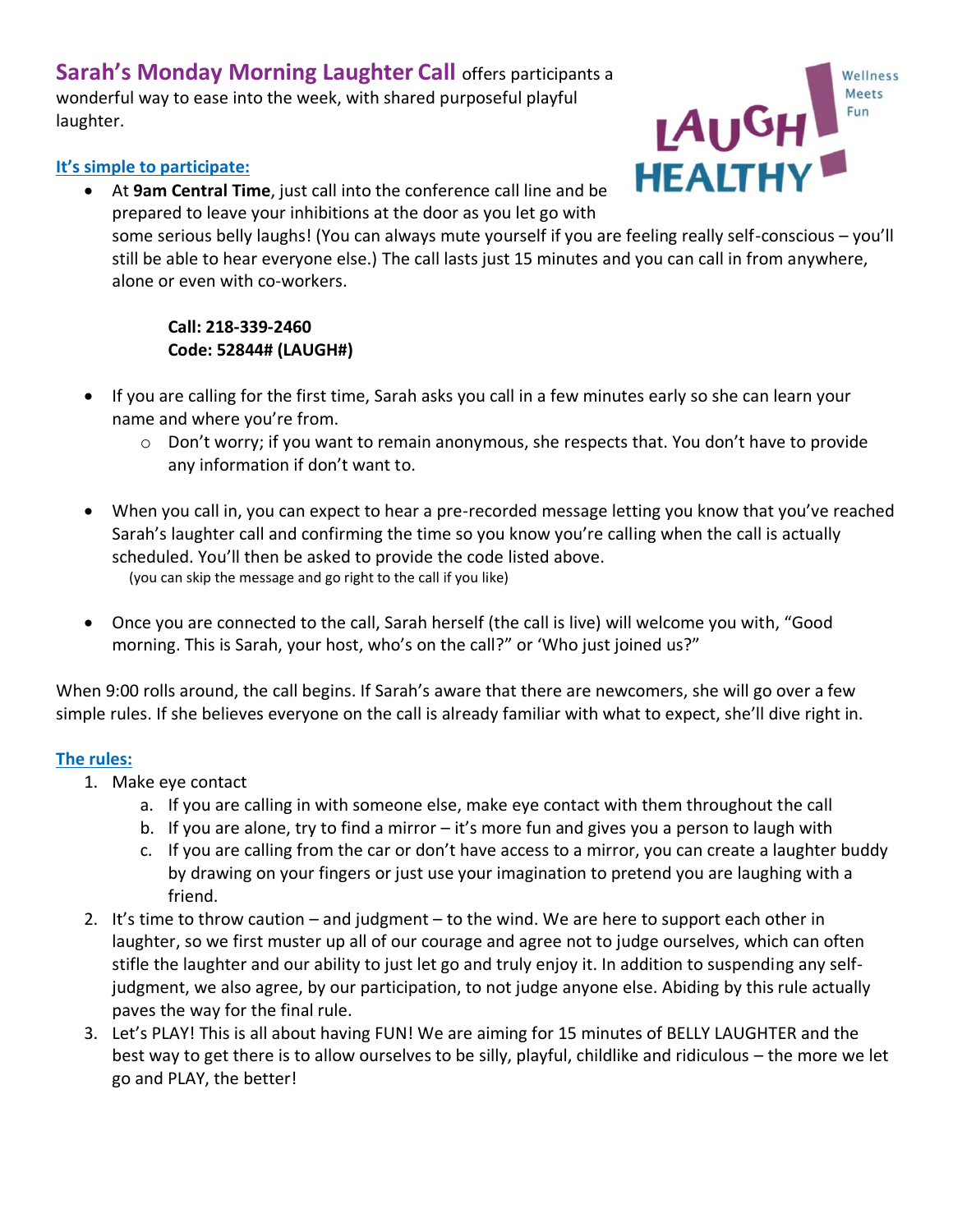**Sarah's Monday Morning Laughter Call** offers participants a wonderful way to ease into the week, with shared purposeful playful laughter.

LAUGH HEALTHY — Wellness Meets Fun

### It's simple to participate:

- At **9am Central Time**, just call into the conference call line and be prepared to leave your inhibitions at the door as you let go with some serious belly laughs! (You can always mute yourself if you are feeling really self-conscious – you'll still be able to hear everyone else.) The call lasts just 15 minutes and you can call in from anywhere, alone or even with co-workers.

  **Call: 218-339-2460**
  **Code: 52844# (LAUGH#)**

- If you are calling for the first time, Sarah asks you call in a few minutes early so she can learn your name and where you're from.
  - Don't worry; if you want to remain anonymous, she respects that. You don't have to provide any information if don't want to.

- When you call in, you can expect to hear a pre-recorded message letting you know that you've reached Sarah's laughter call and confirming the time so you know you're calling when the call is actually scheduled. You'll then be asked to provide the code listed above.
  (you can skip the message and go right to the call if you like)

- Once you are connected to the call, Sarah herself (the call is live) will welcome you with, "Good morning. This is Sarah, your host, who's on the call?" or 'Who just joined us?"

When 9:00 rolls around, the call begins. If Sarah's aware that there are newcomers, she will go over a few simple rules. If she believes everyone on the call is already familiar with what to expect, she'll dive right in.

### The rules:

1. Make eye contact
   a. If you are calling in with someone else, make eye contact with them throughout the call
   b. If you are alone, try to find a mirror – it's more fun and gives you a person to laugh with
   c. If you are calling from the car or don't have access to a mirror, you can create a laughter buddy by drawing on your fingers or just use your imagination to pretend you are laughing with a friend.
2. It's time to throw caution – and judgment – to the wind. We are here to support each other in laughter, so we first muster up all of our courage and agree not to judge ourselves, which can often stifle the laughter and our ability to just let go and truly enjoy it. In addition to suspending any self-judgment, we also agree, by our participation, to not judge anyone else. Abiding by this rule actually paves the way for the final rule.
3. Let's PLAY! This is all about having FUN! We are aiming for 15 minutes of BELLY LAUGHTER and the best way to get there is to allow ourselves to be silly, playful, childlike and ridiculous – the more we let go and PLAY, the better!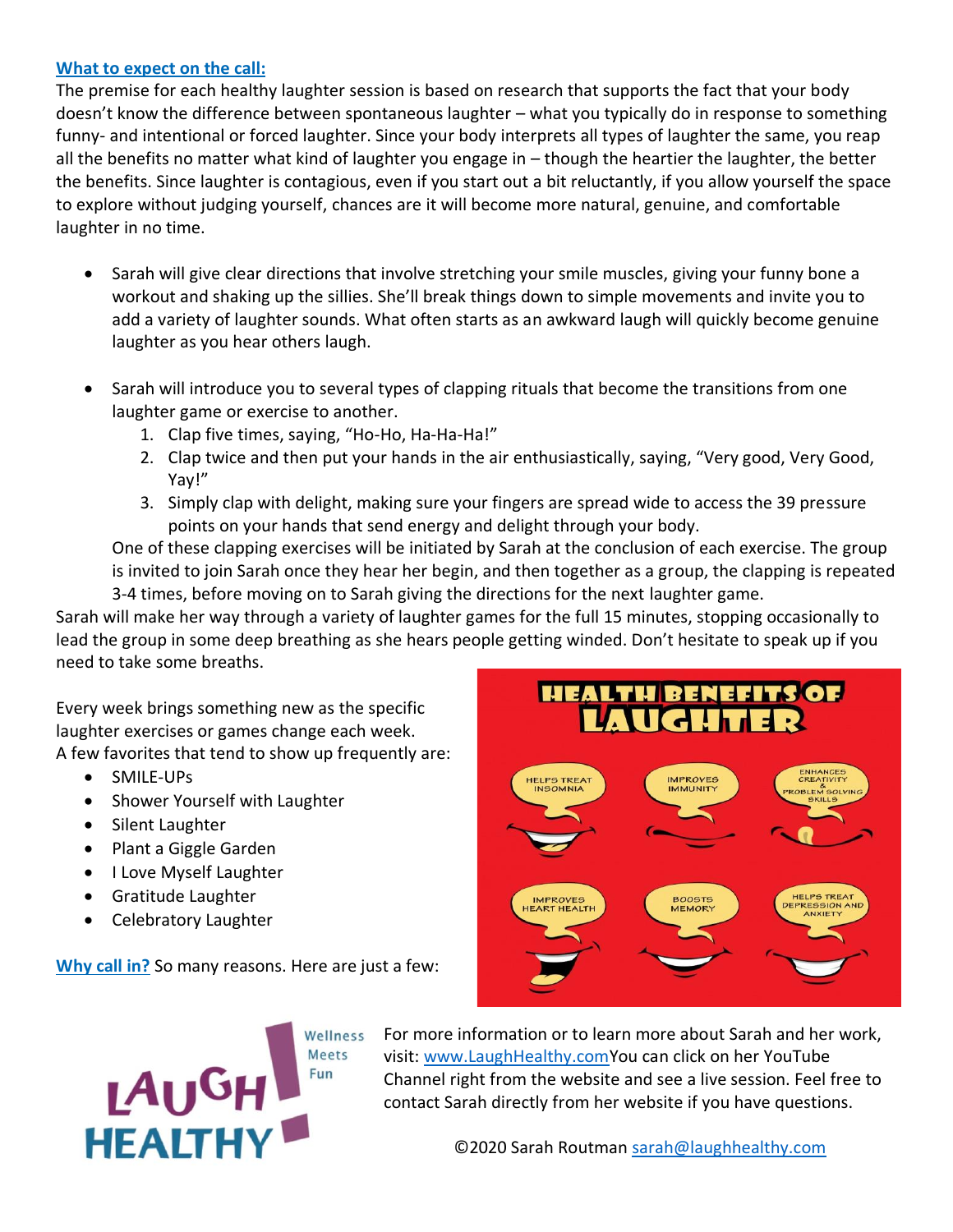**What to expect on the call:**

The premise for each healthy laughter session is based on research that supports the fact that your body doesn't know the difference between spontaneous laughter – what you typically do in response to something funny- and intentional or forced laughter. Since your body interprets all types of laughter the same, you reap all the benefits no matter what kind of laughter you engage in – though the heartier the laughter, the better the benefits. Since laughter is contagious, even if you start out a bit reluctantly, if you allow yourself the space to explore without judging yourself, chances are it will become more natural, genuine, and comfortable laughter in no time.

- Sarah will give clear directions that involve stretching your smile muscles, giving your funny bone a workout and shaking up the sillies. She'll break things down to simple movements and invite you to add a variety of laughter sounds. What often starts as an awkward laugh will quickly become genuine laughter as you hear others laugh.
- Sarah will introduce you to several types of clapping rituals that become the transitions from one laughter game or exercise to another.
  1. Clap five times, saying, "Ho-Ho, Ha-Ha-Ha!"
  2. Clap twice and then put your hands in the air enthusiastically, saying, "Very good, Very Good, Yay!"
  3. Simply clap with delight, making sure your fingers are spread wide to access the 39 pressure points on your hands that send energy and delight through your body.

  One of these clapping exercises will be initiated by Sarah at the conclusion of each exercise. The group is invited to join Sarah once they hear her begin, and then together as a group, the clapping is repeated 3-4 times, before moving on to Sarah giving the directions for the next laughter game.

Sarah will make her way through a variety of laughter games for the full 15 minutes, stopping occasionally to lead the group in some deep breathing as she hears people getting winded. Don't hesitate to speak up if you need to take some breaths.

Every week brings something new as the specific laughter exercises or games change each week. A few favorites that tend to show up frequently are:

- SMILE-UPs
- Shower Yourself with Laughter
- Silent Laughter
- Plant a Giggle Garden
- I Love Myself Laughter
- Gratitude Laughter
- Celebratory Laughter

**Why call in?** So many reasons. Here are just a few:

HEALTH BENEFITS OF LAUGHTER

HELPS TREAT INSOMNIA

IMPROVES IMMUNITY

ENHANCES CREATIVITY & PROBLEM SOLVING SKILLS

IMPROVES HEART HEALTH

BOOSTS MEMORY

HELPS TREAT DEPRESSION AND ANXIETY

LAUGH HEALTHY Wellness Meets Fun

For more information or to learn more about Sarah and her work, visit: www.LaughHealthy.com You can click on her YouTube Channel right from the website and see a live session. Feel free to contact Sarah directly from her website if you have questions.

©2020 Sarah Routman sarah@laughhealthy.com